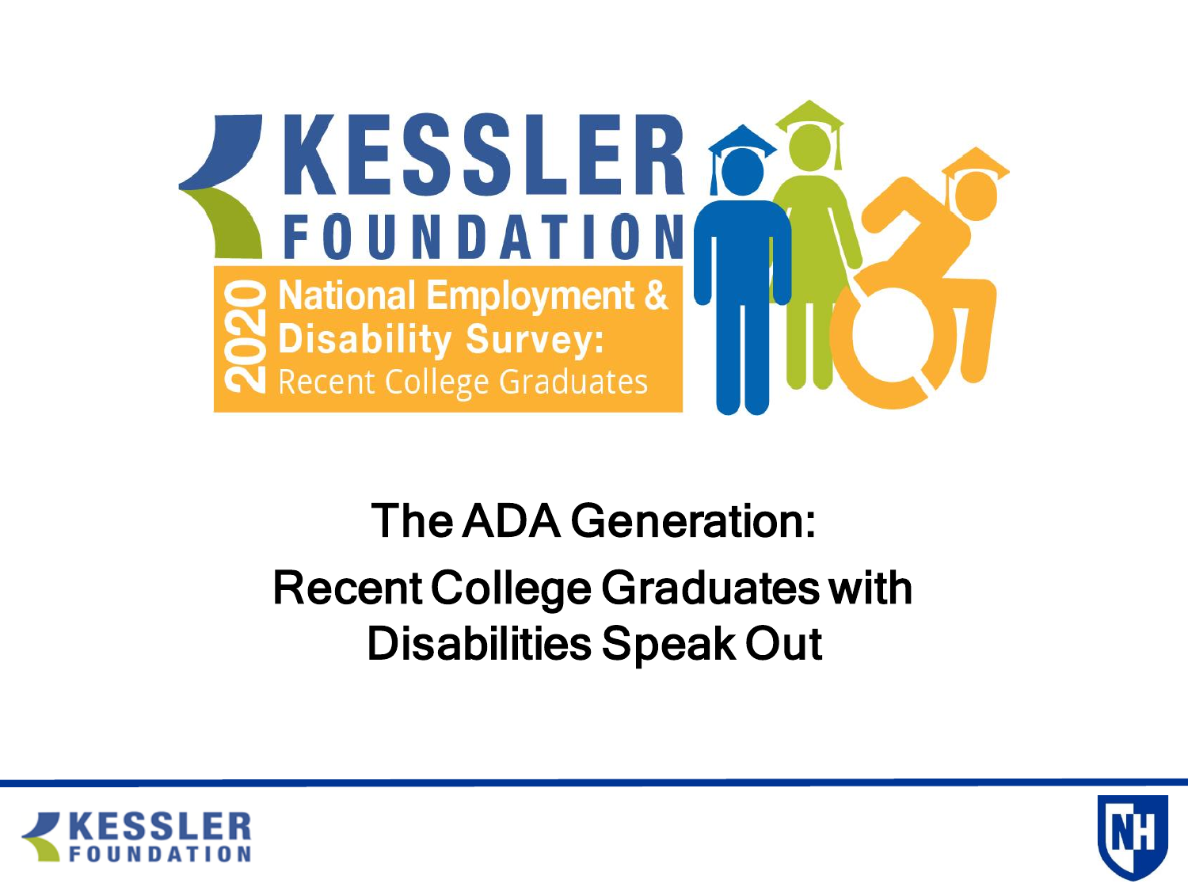# KESSLER FOUNDATION

2020 National Employment & Disability Survey: Recent College Graduates

## The ADA Generation: Recent College Graduates with Disabilities Speak Out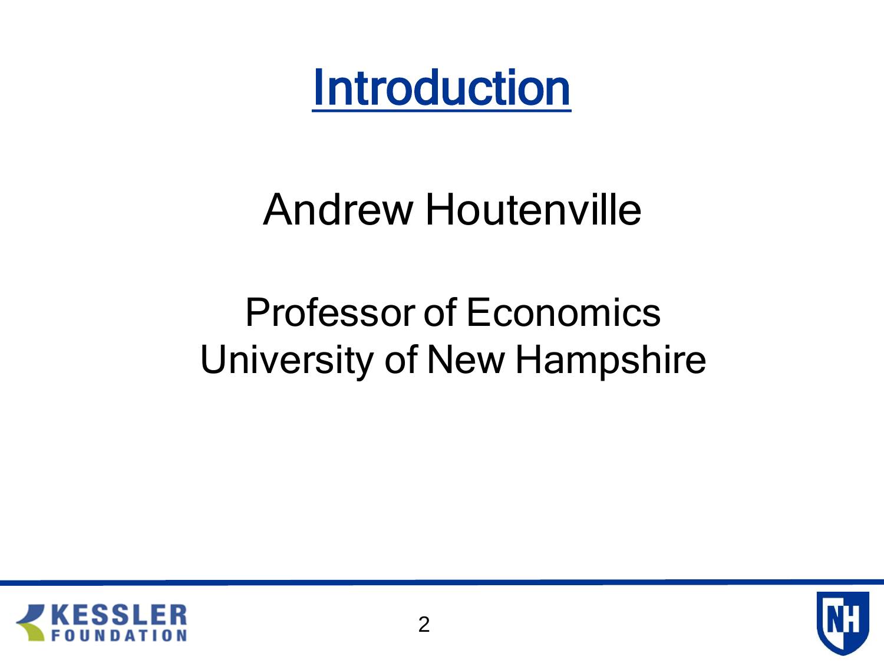# Introduction

Andrew Houtenville

Professor of Economics
University of New Hampshire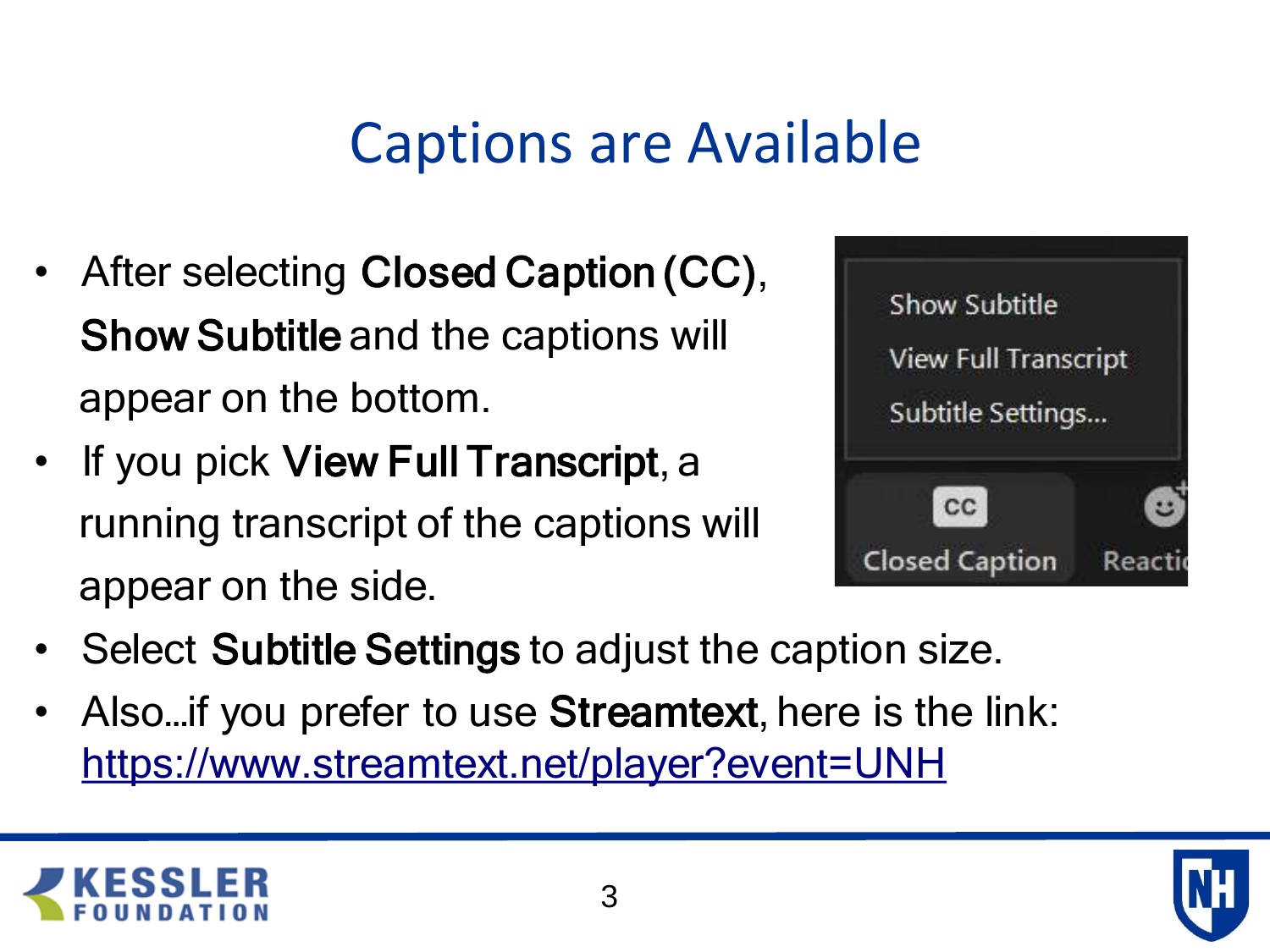# Captions are Available

- After selecting **Closed Caption (CC)**, **Show Subtitle** and the captions will appear on the bottom.
- If you pick **View Full Transcript**, a running transcript of the captions will appear on the side.
- Select **Subtitle Settings** to adjust the caption size.
- Also…if you prefer to use **Streamtext**, here is the link: https://www.streamtext.net/player?event=UNH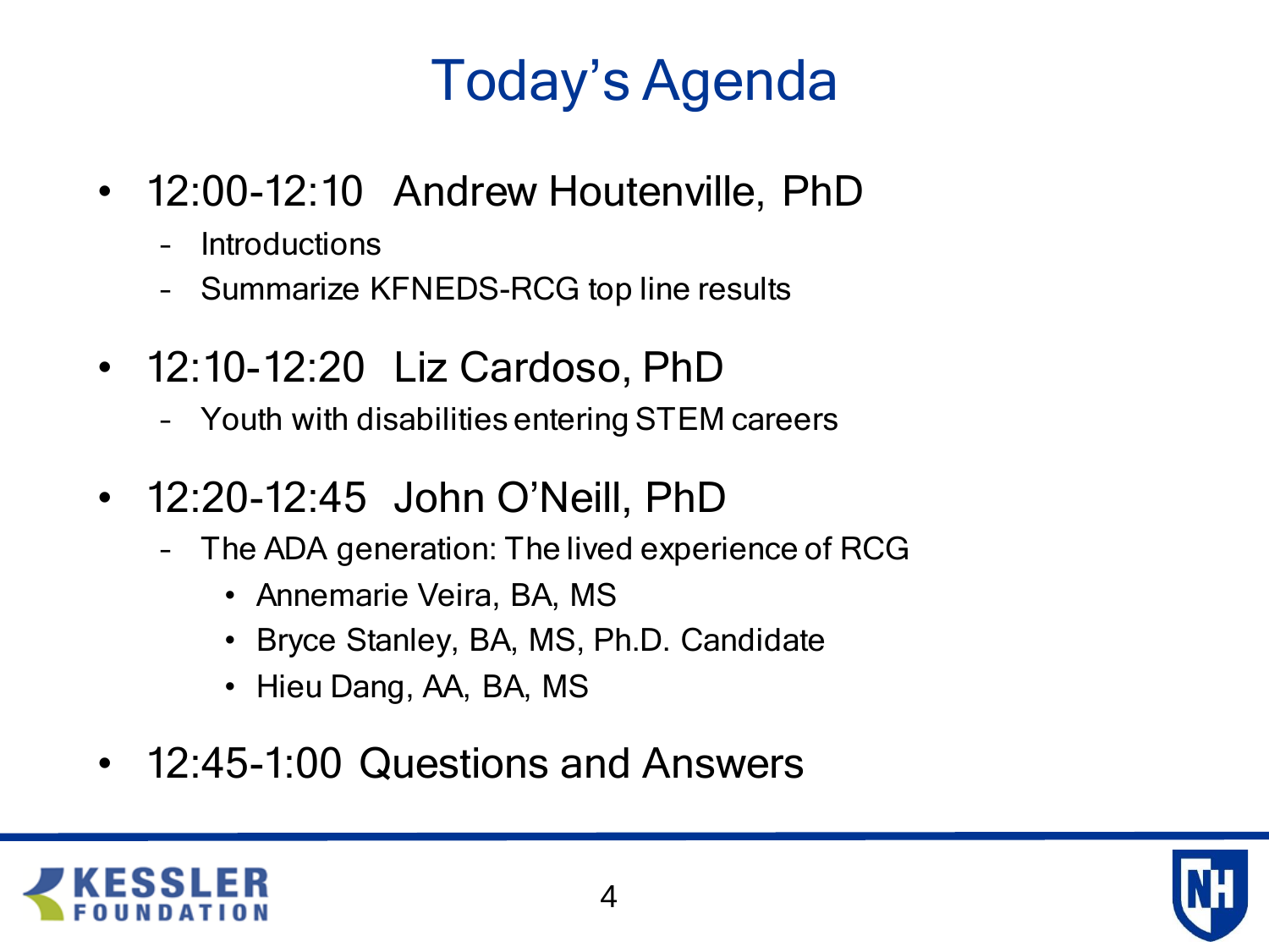# Today's Agenda

- 12:00-12:10 Andrew Houtenville, PhD
  - Introductions
  - Summarize KFNEDS-RCG top line results
- 12:10-12:20 Liz Cardoso, PhD
  - Youth with disabilities entering STEM careers
- 12:20-12:45 John O'Neill, PhD
  - The ADA generation: The lived experience of RCG
    - Annemarie Veira, BA, MS
    - Bryce Stanley, BA, MS, Ph.D. Candidate
    - Hieu Dang, AA, BA, MS
- 12:45-1:00 Questions and Answers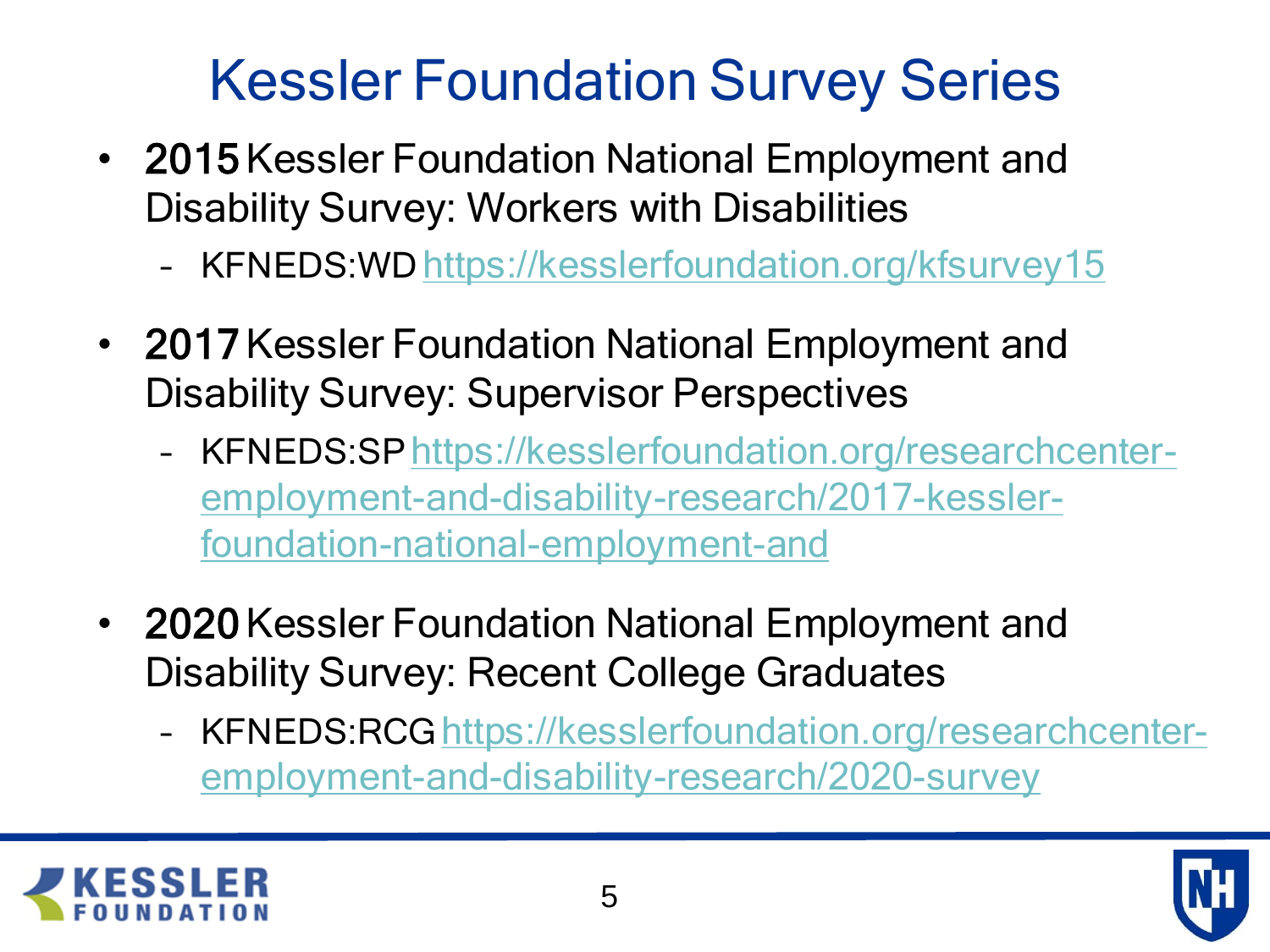# Kessler Foundation Survey Series

- **2015** Kessler Foundation National Employment and Disability Survey: Workers with Disabilities
  - KFNEDS:WD https://kesslerfoundation.org/kfsurvey15
- **2017** Kessler Foundation National Employment and Disability Survey: Supervisor Perspectives
  - KFNEDS:SP https://kesslerfoundation.org/researchcenter-employment-and-disability-research/2017-kessler-foundation-national-employment-and
- **2020** Kessler Foundation National Employment and Disability Survey: Recent College Graduates
  - KFNEDS:RCG https://kesslerfoundation.org/researchcenter-employment-and-disability-research/2020-survey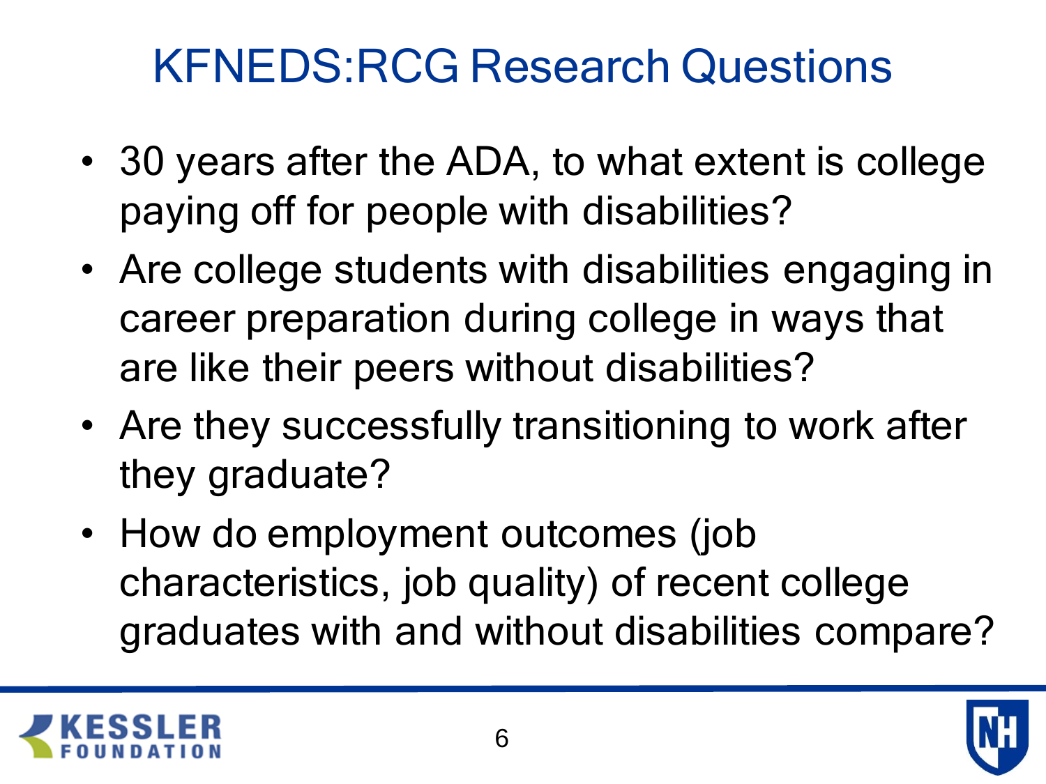# KFNEDS:RCG Research Questions

- 30 years after the ADA, to what extent is college paying off for people with disabilities?
- Are college students with disabilities engaging in career preparation during college in ways that are like their peers without disabilities?
- Are they successfully transitioning to work after they graduate?
- How do employment outcomes (job characteristics, job quality) of recent college graduates with and without disabilities compare?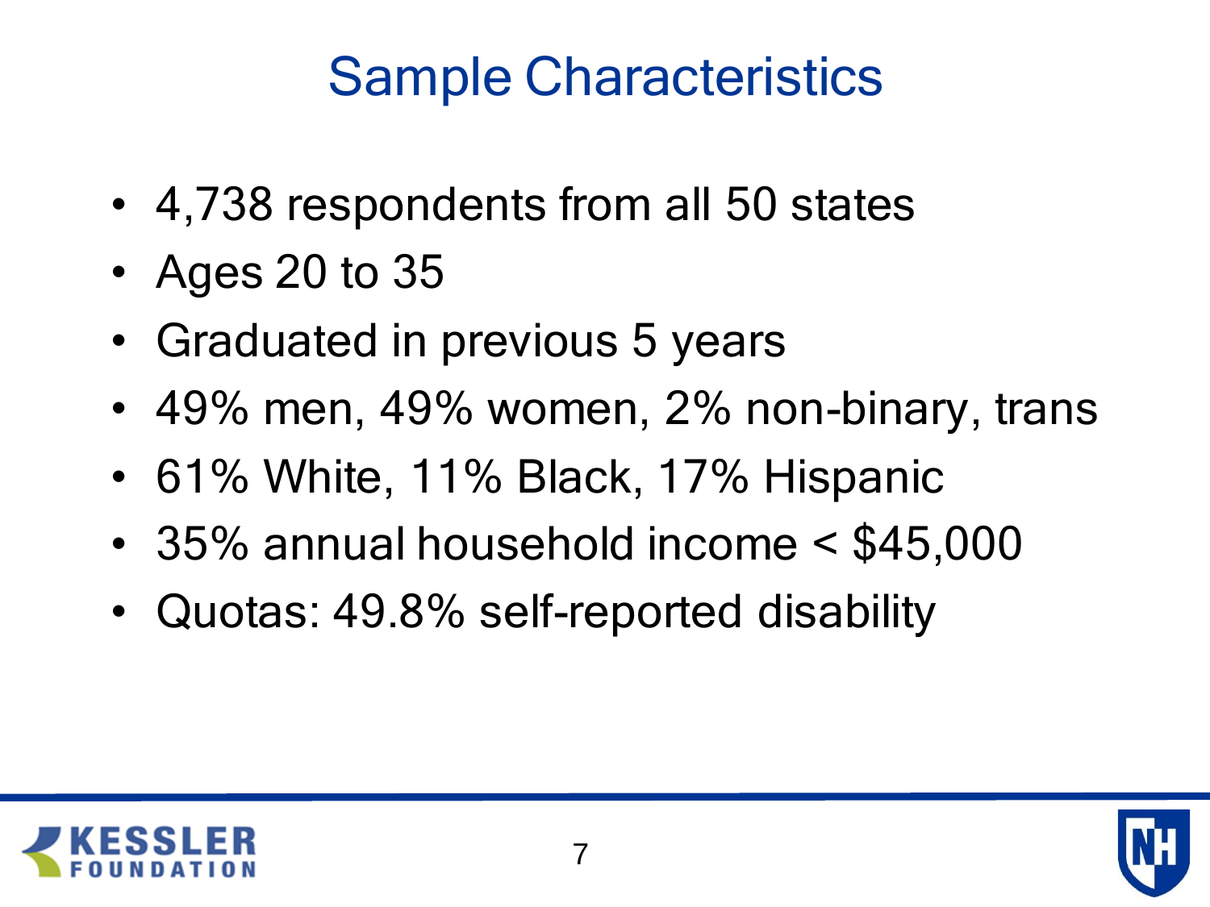# Sample Characteristics

- 4,738 respondents from all 50 states
- Ages 20 to 35
- Graduated in previous 5 years
- 49% men, 49% women, 2% non-binary, trans
- 61% White, 11% Black, 17% Hispanic
- 35% annual household income < $45,000
- Quotas: 49.8% self-reported disability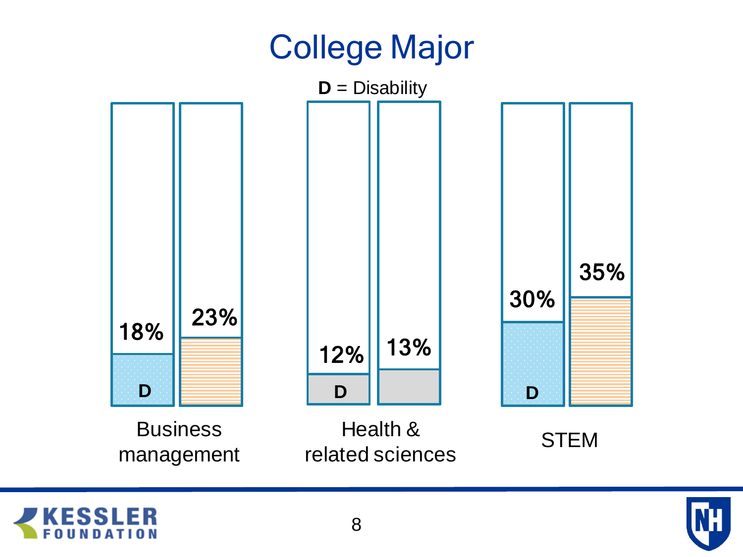# College Major

**D** = Disability

| | Disability (D) | No disability |
|---|---|---|
| Business management | 18% | 23% |
| Health & related sciences | 12% | 13% |
| STEM | 30% | 35% |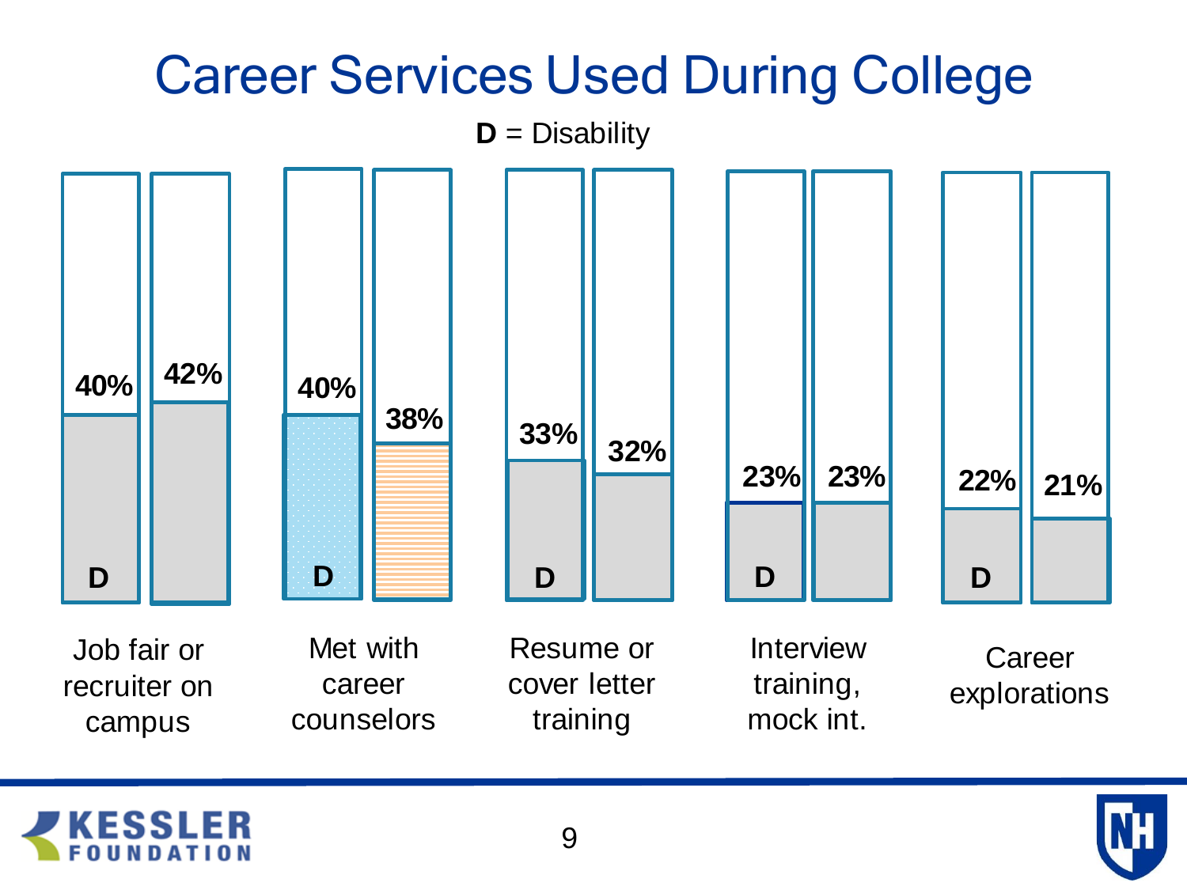# Career Services Used During College

**D** = Disability

| Career service | D (Disability) | No disability |
| --- | --- | --- |
| Job fair or recruiter on campus | 40% | 42% |
| Met with career counselors | 40% | 38% |
| Resume or cover letter training | 33% | 32% |
| Interview training, mock int. | 23% | 23% |
| Career explorations | 22% | 21% |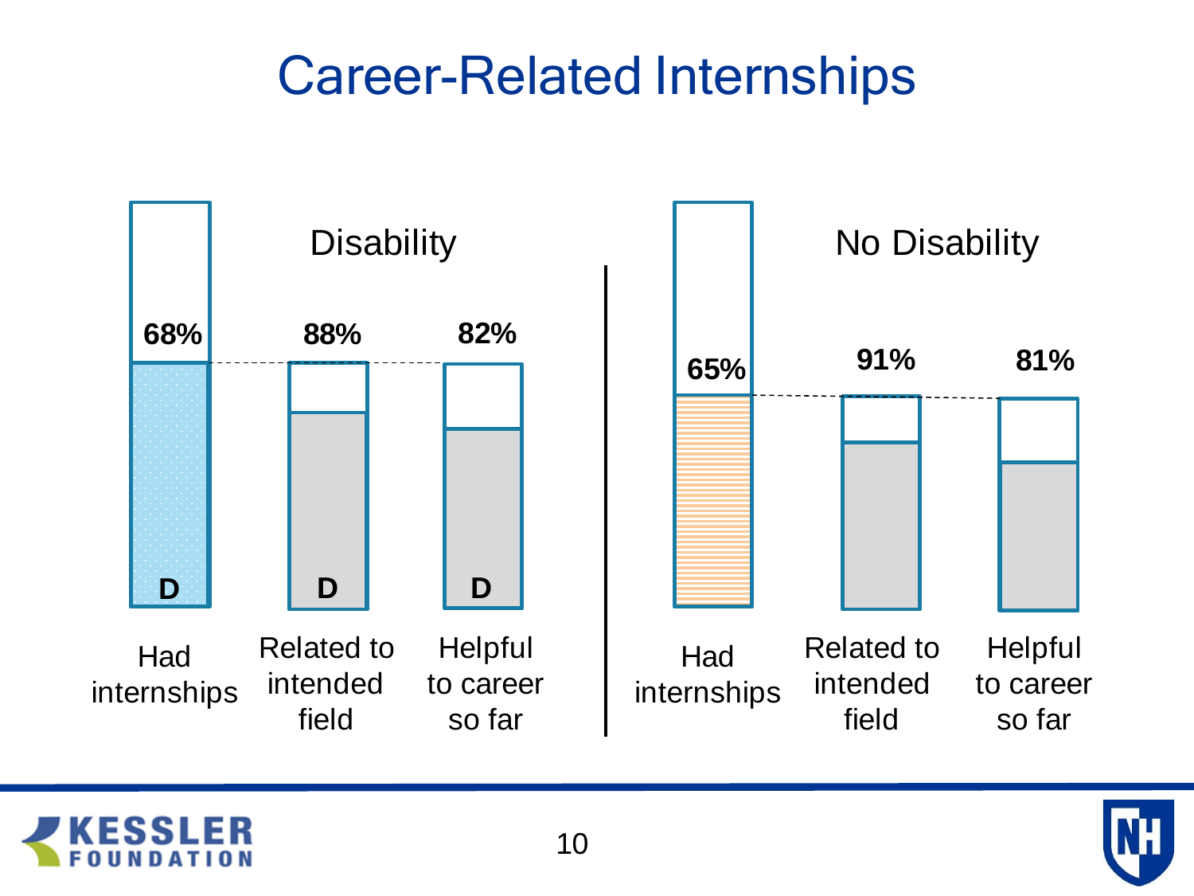# Career-Related Internships

## Disability

| Had internships | Related to intended field | Helpful to career so far |
|---|---|---|
| 68% | 88% | 82% |
| D | D | D |

## No Disability

| Had internships | Related to intended field | Helpful to career so far |
|---|---|---|
| 65% | 91% | 81% |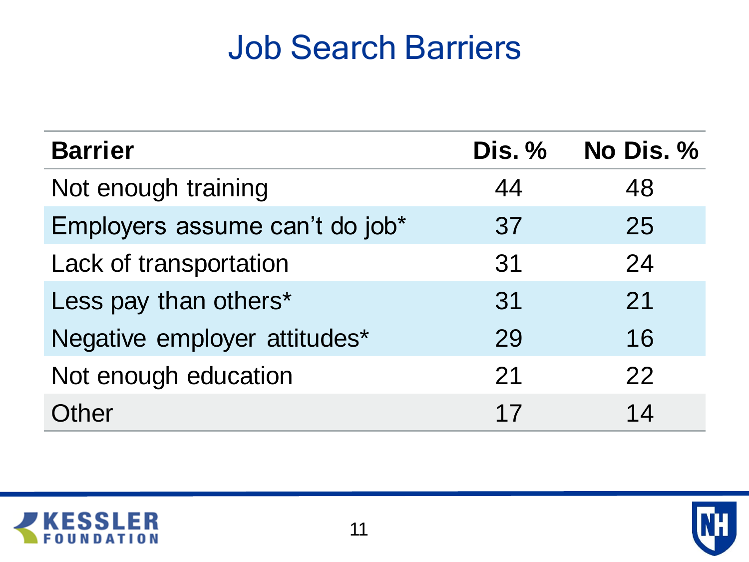# Job Search Barriers

| Barrier | Dis. % | No Dis. % |
|---|---|---|
| Not enough training | 44 | 48 |
| Employers assume can't do job* | 37 | 25 |
| Lack of transportation | 31 | 24 |
| Less pay than others* | 31 | 21 |
| Negative employer attitudes* | 29 | 16 |
| Not enough education | 21 | 22 |
| Other | 17 | 14 |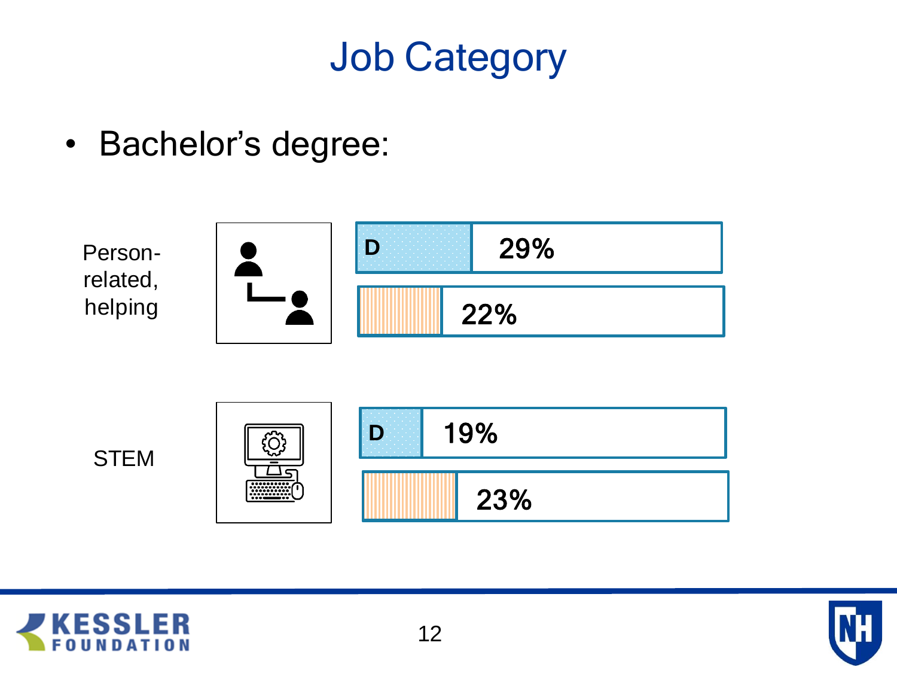# Job Category

- Bachelor's degree:

| Job Category | D | |
|---|---|---|
| Person-related, helping | 29% | 22% |
| STEM | 19% | 23% |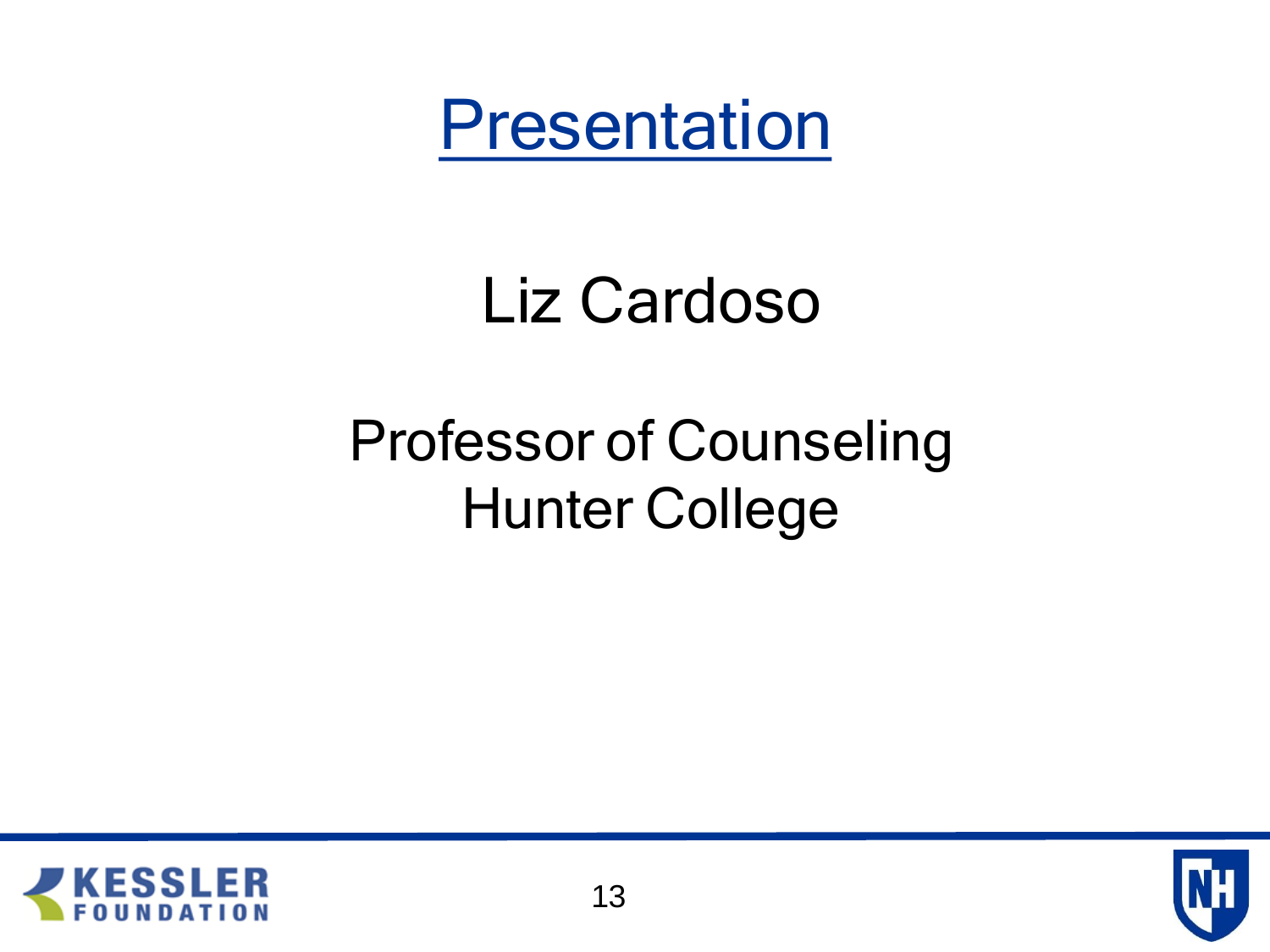# Presentation

Liz Cardoso

Professor of Counseling
Hunter College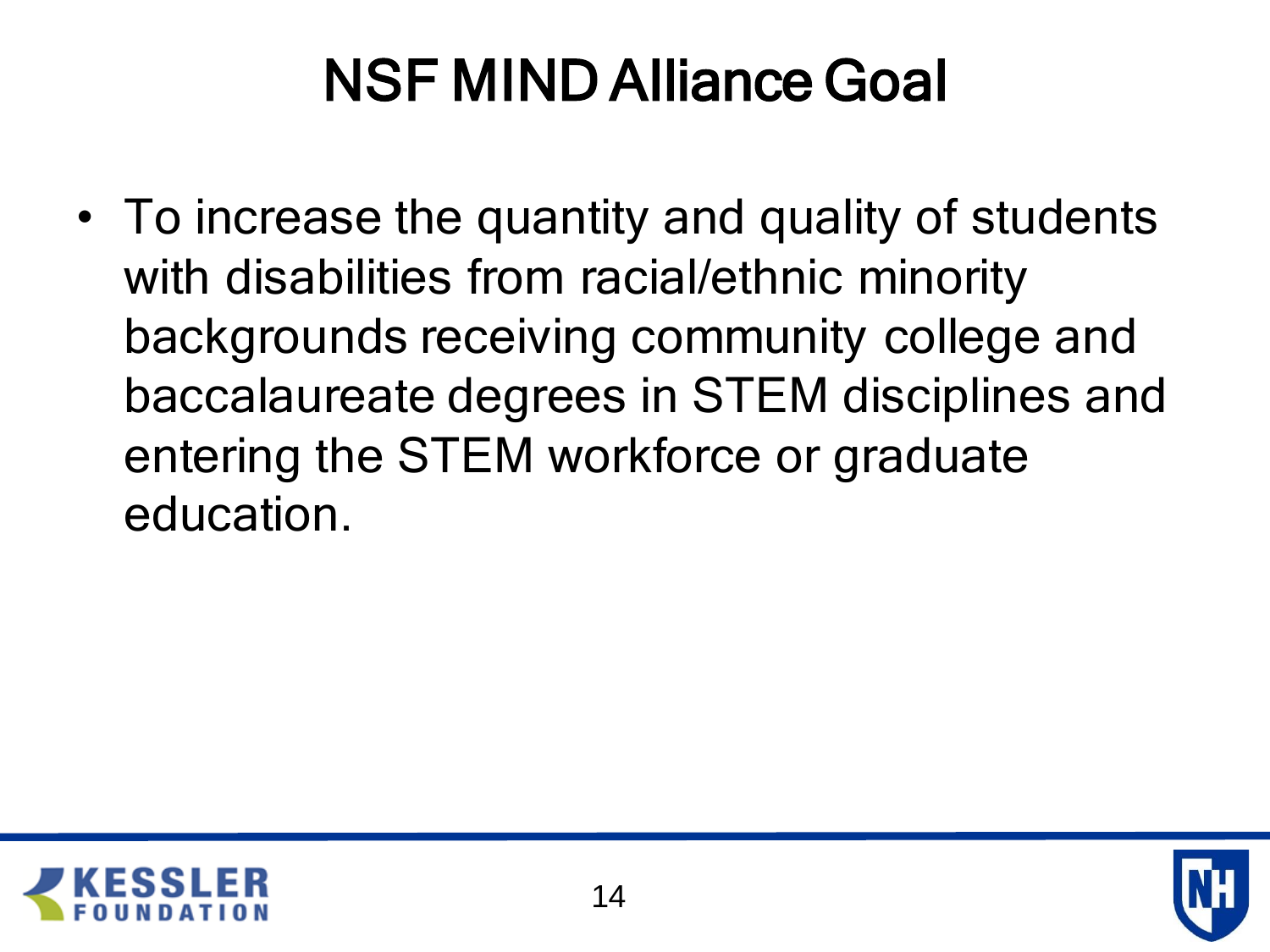# NSF MIND Alliance Goal

- To increase the quantity and quality of students with disabilities from racial/ethnic minority backgrounds receiving community college and baccalaureate degrees in STEM disciplines and entering the STEM workforce or graduate education.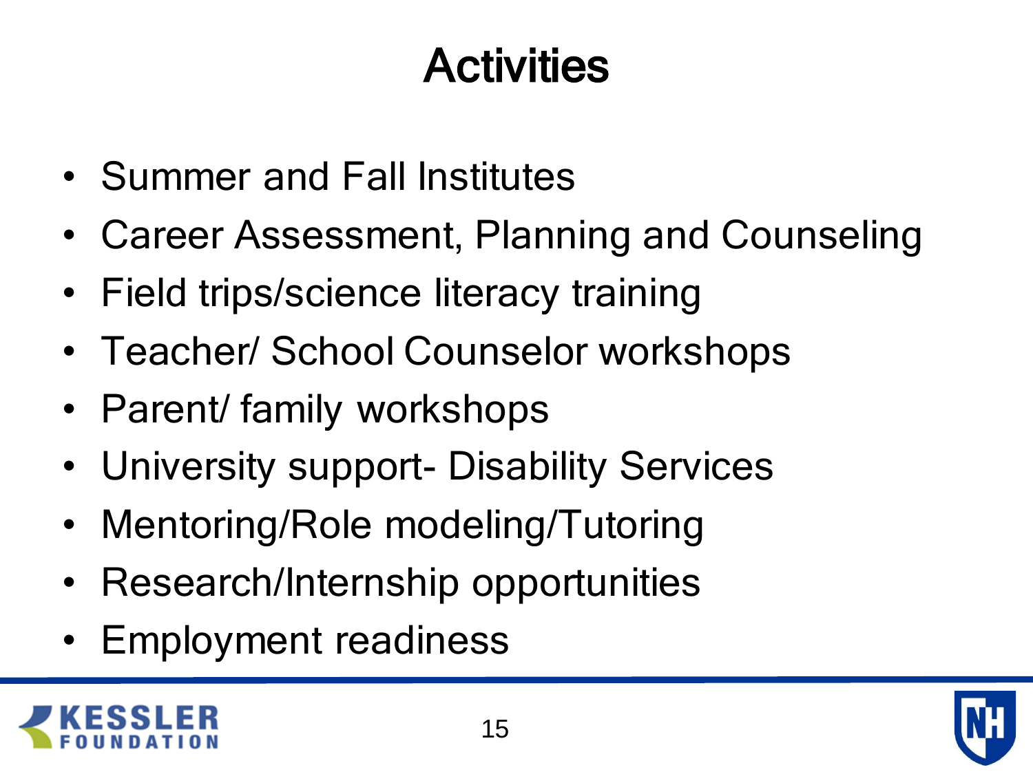# Activities

- Summer and Fall Institutes
- Career Assessment, Planning and Counseling
- Field trips/science literacy training
- Teacher/ School Counselor workshops
- Parent/ family workshops
- University support- Disability Services
- Mentoring/Role modeling/Tutoring
- Research/Internship opportunities
- Employment readiness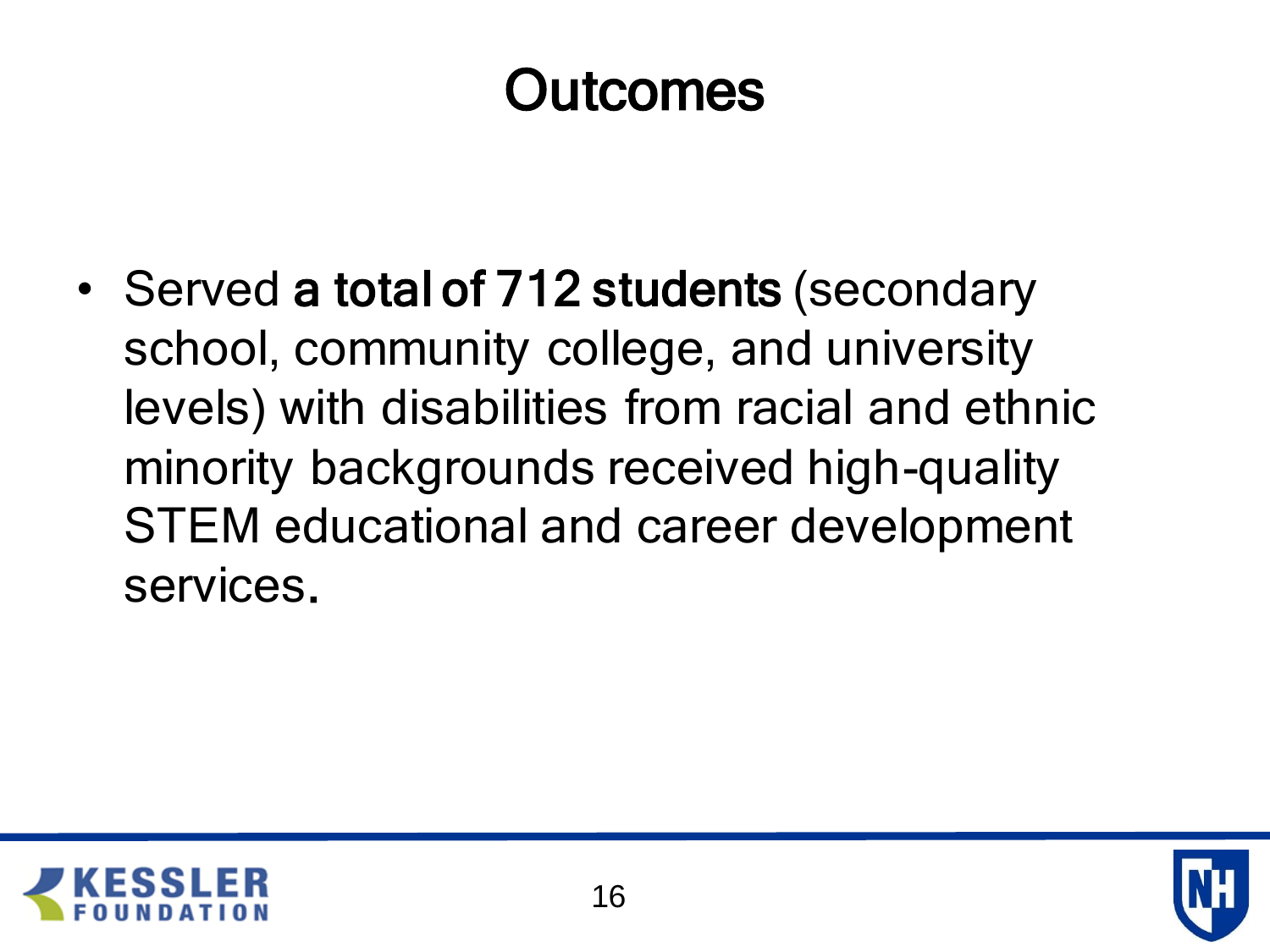# Outcomes

- Served **a total of 712 students** (secondary school, community college, and university levels) with disabilities from racial and ethnic minority backgrounds received high-quality STEM educational and career development services.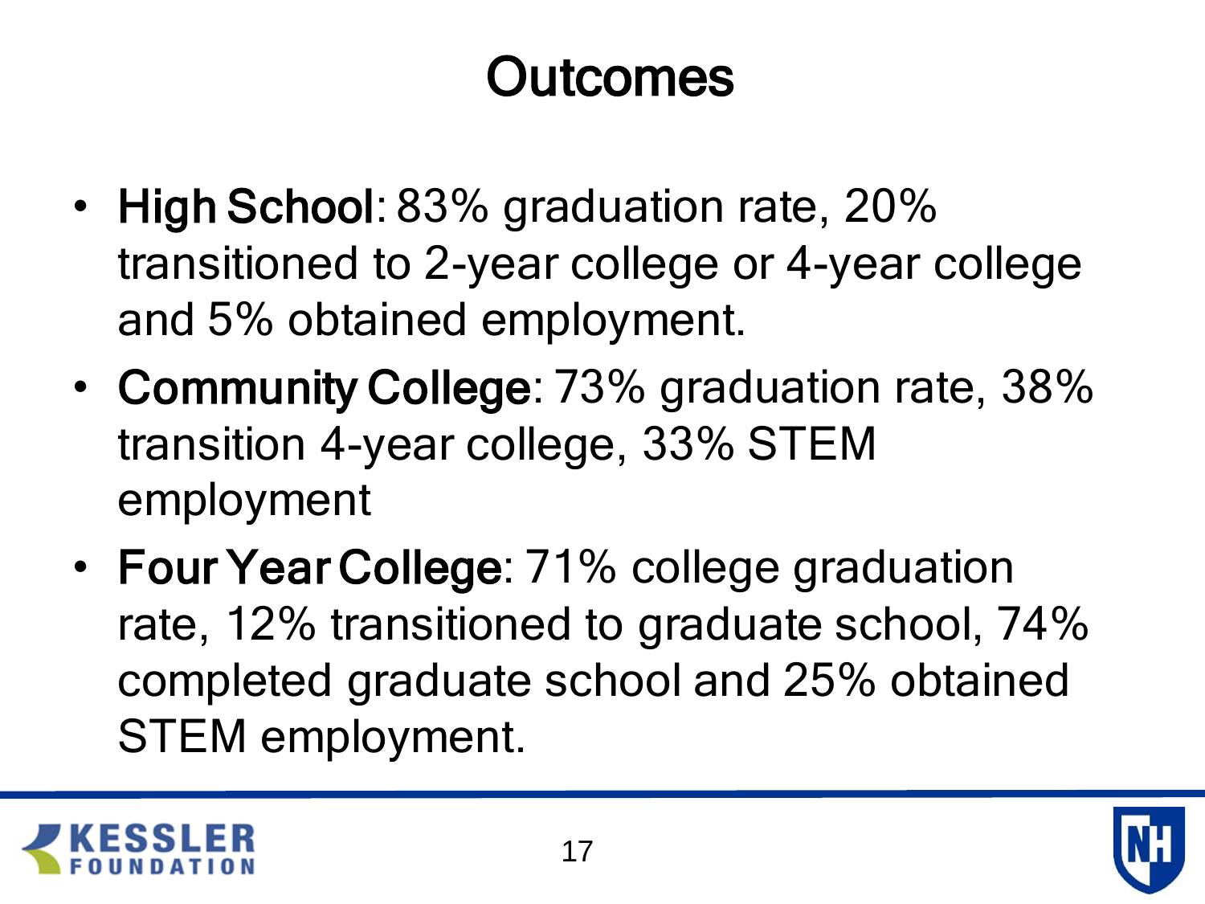# Outcomes

- **High School**: 83% graduation rate, 20% transitioned to 2-year college or 4-year college and 5% obtained employment.
- **Community College**: 73% graduation rate, 38% transition 4-year college, 33% STEM employment
- **Four Year College**: 71% college graduation rate, 12% transitioned to graduate school, 74% completed graduate school and 25% obtained STEM employment.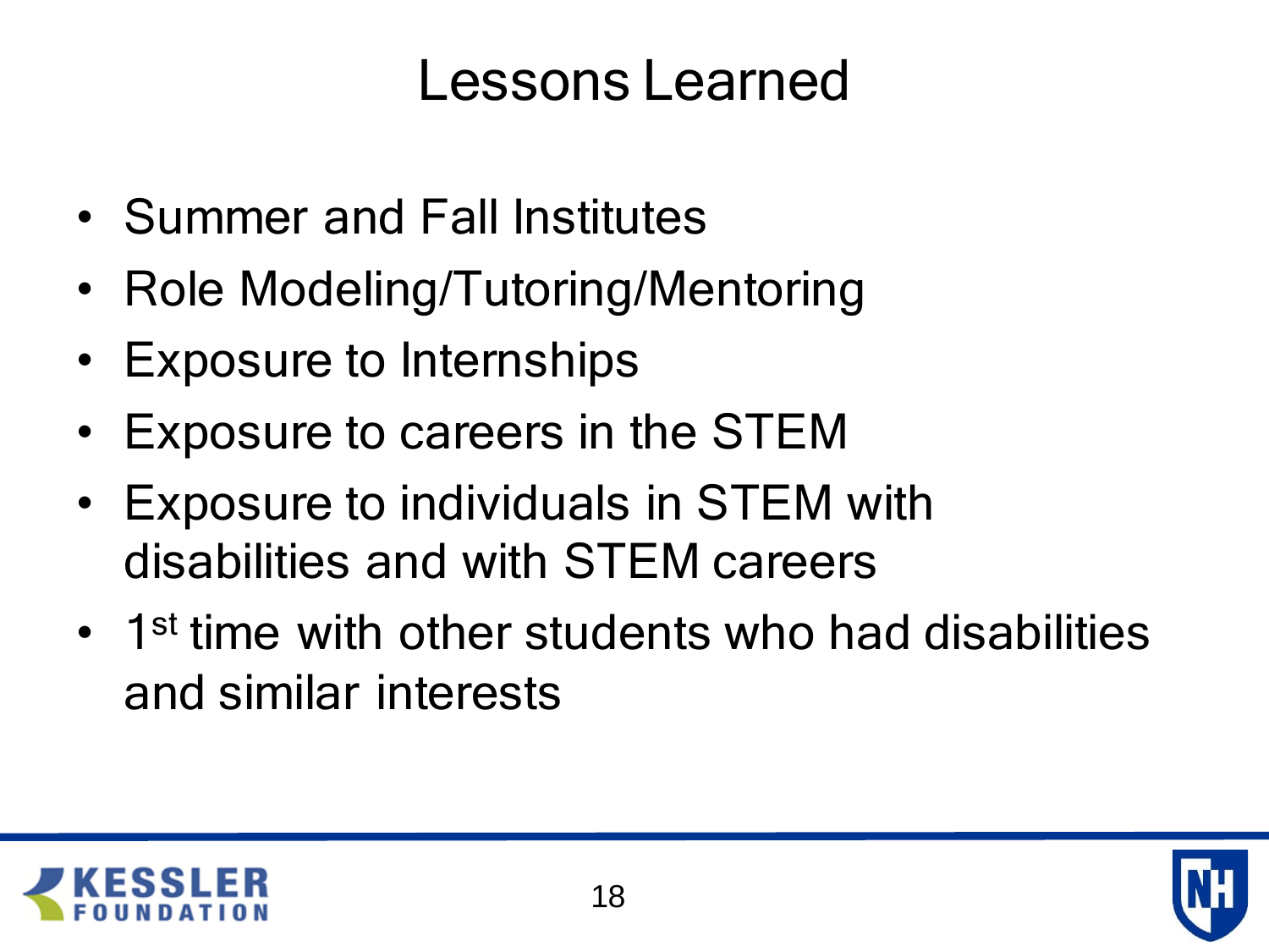# Lessons Learned

- Summer and Fall Institutes
- Role Modeling/Tutoring/Mentoring
- Exposure to Internships
- Exposure to careers in the STEM
- Exposure to individuals in STEM with disabilities and with STEM careers
- 1st time with other students who had disabilities and similar interests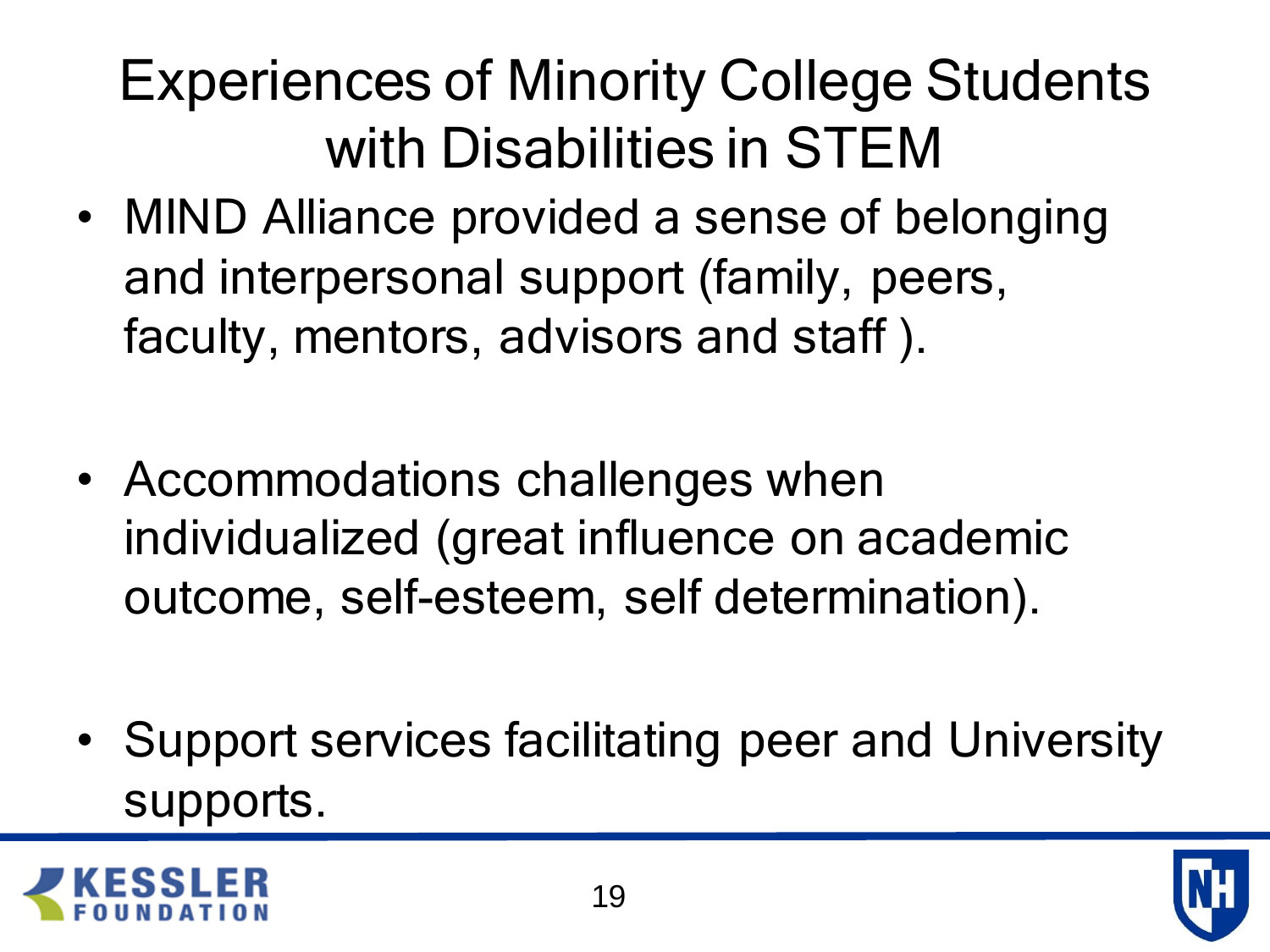# Experiences of Minority College Students with Disabilities in STEM

- MIND Alliance provided a sense of belonging and interpersonal support (family, peers, faculty, mentors, advisors and staff ).
- Accommodations challenges when individualized (great influence on academic outcome, self-esteem, self determination).
- Support services facilitating peer and University supports.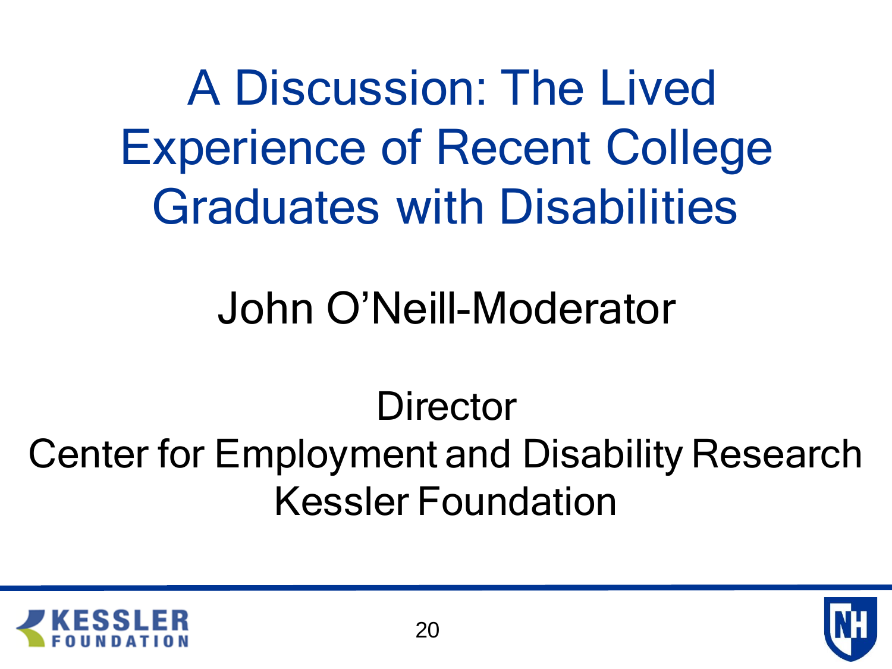# A Discussion: The Lived Experience of Recent College Graduates with Disabilities

John O'Neill-Moderator

Director
Center for Employment and Disability Research
Kessler Foundation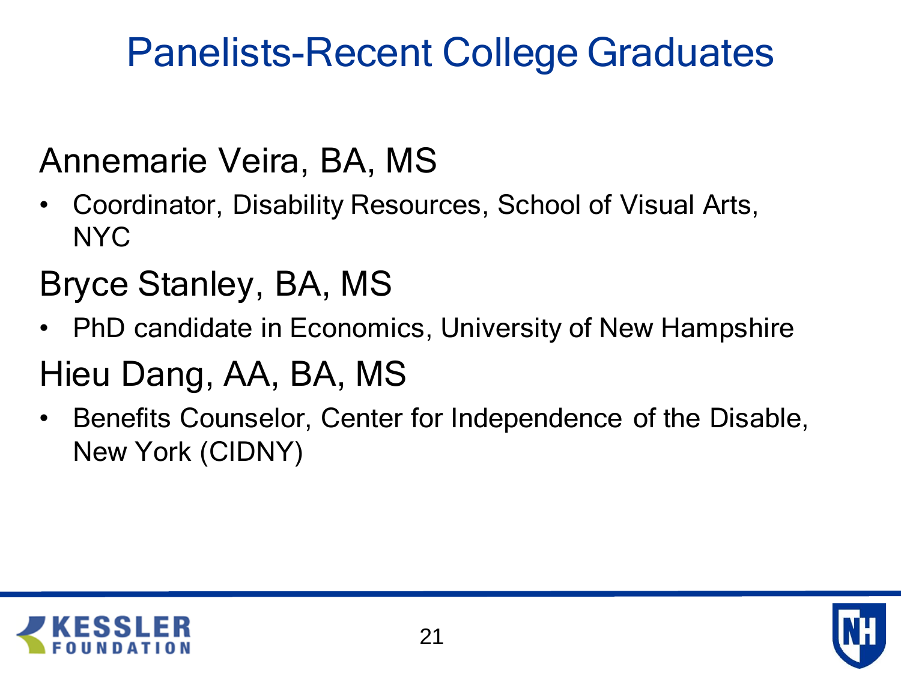# Panelists-Recent College Graduates

## Annemarie Veira, BA, MS

- Coordinator, Disability Resources, School of Visual Arts, NYC

## Bryce Stanley, BA, MS

- PhD candidate in Economics, University of New Hampshire

## Hieu Dang, AA, BA, MS

- Benefits Counselor, Center for Independence of the Disable, New York (CIDNY)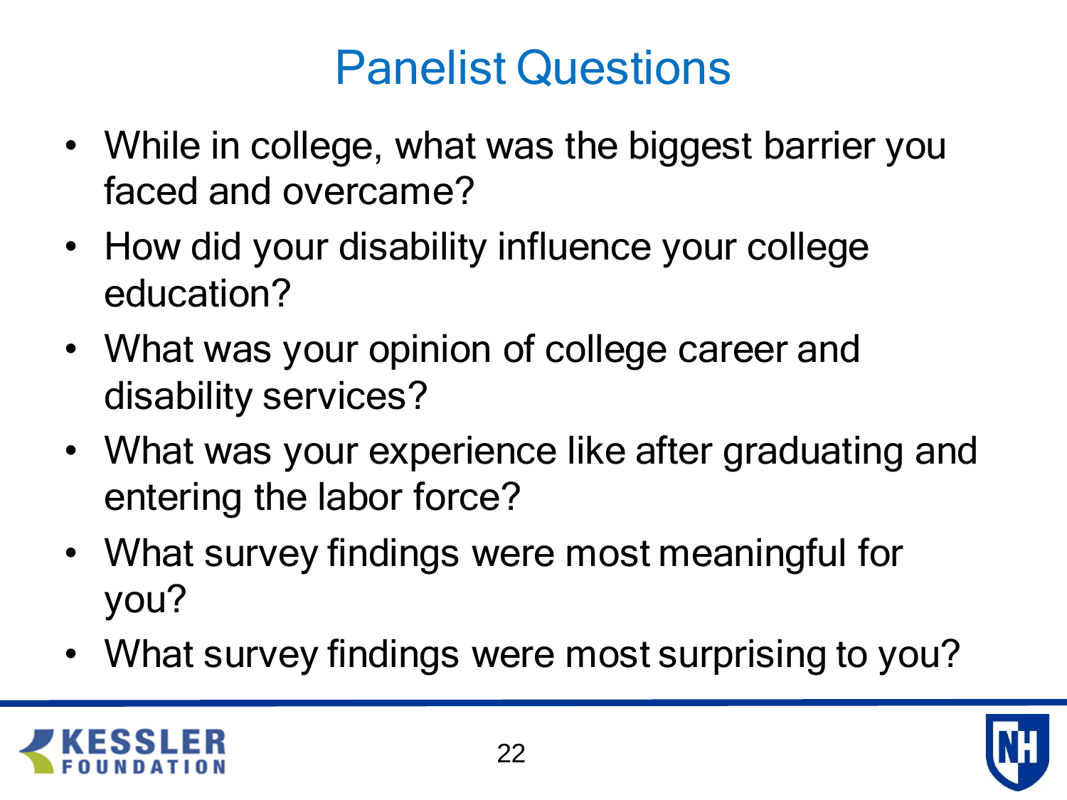# Panelist Questions

- While in college, what was the biggest barrier you faced and overcame?
- How did your disability influence your college education?
- What was your opinion of college career and disability services?
- What was your experience like after graduating and entering the labor force?
- What survey findings were most meaningful for you?
- What survey findings were most surprising to you?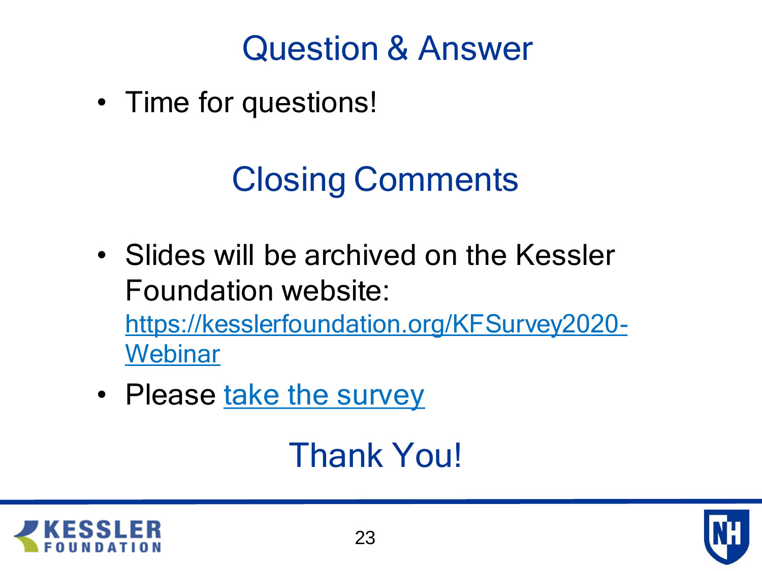## Question & Answer

- Time for questions!

## Closing Comments

- Slides will be archived on the Kessler Foundation website: https://kesslerfoundation.org/KFSurvey2020-Webinar
- Please take the survey

## Thank You!